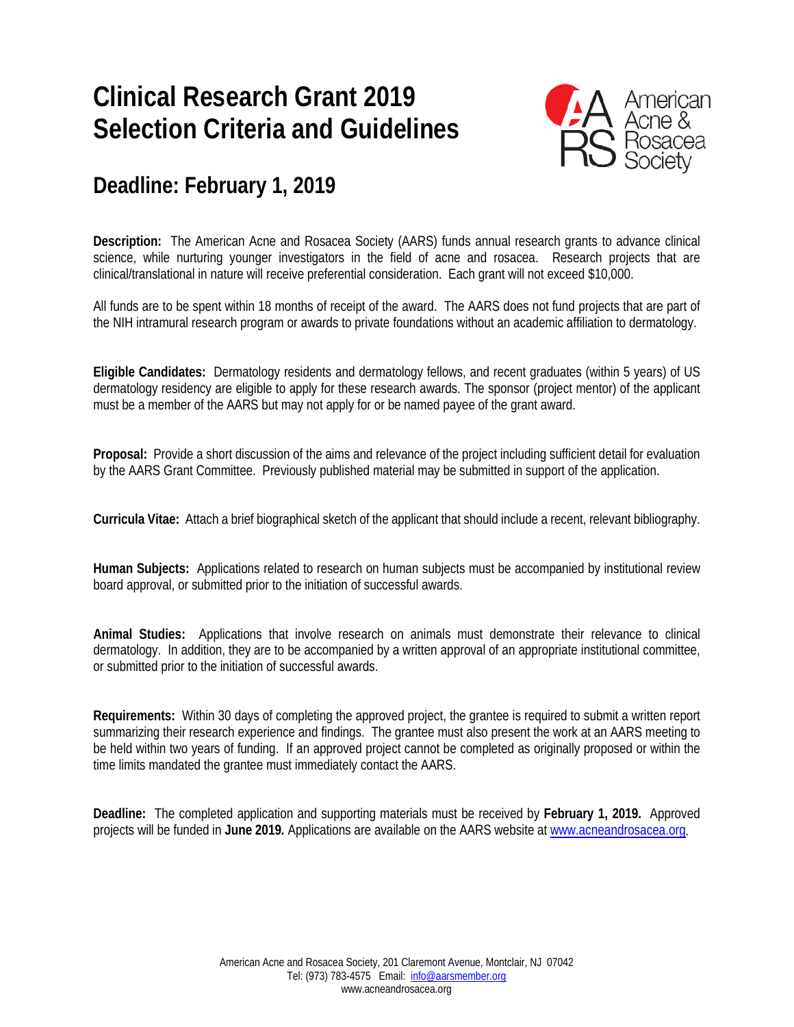# Clinical Research Grant 2019 Selection Criteria and Guidelines

American Acne & Rosacea Society

## Deadline: February 1, 2019

**Description:** The American Acne and Rosacea Society (AARS) funds annual research grants to advance clinical science, while nurturing younger investigators in the field of acne and rosacea. Research projects that are clinical/translational in nature will receive preferential consideration. Each grant will not exceed $10,000.

All funds are to be spent within 18 months of receipt of the award. The AARS does not fund projects that are part of the NIH intramural research program or awards to private foundations without an academic affiliation to dermatology.

**Eligible Candidates:** Dermatology residents and dermatology fellows, and recent graduates (within 5 years) of US dermatology residency are eligible to apply for these research awards. The sponsor (project mentor) of the applicant must be a member of the AARS but may not apply for or be named payee of the grant award.

**Proposal:** Provide a short discussion of the aims and relevance of the project including sufficient detail for evaluation by the AARS Grant Committee. Previously published material may be submitted in support of the application.

**Curricula Vitae:** Attach a brief biographical sketch of the applicant that should include a recent, relevant bibliography.

**Human Subjects:** Applications related to research on human subjects must be accompanied by institutional review board approval, or submitted prior to the initiation of successful awards.

**Animal Studies:** Applications that involve research on animals must demonstrate their relevance to clinical dermatology. In addition, they are to be accompanied by a written approval of an appropriate institutional committee, or submitted prior to the initiation of successful awards.

**Requirements:** Within 30 days of completing the approved project, the grantee is required to submit a written report summarizing their research experience and findings. The grantee must also present the work at an AARS meeting to be held within two years of funding. If an approved project cannot be completed as originally proposed or within the time limits mandated the grantee must immediately contact the AARS.

**Deadline:** The completed application and supporting materials must be received by **February 1, 2019.** Approved projects will be funded in **June 2019.** Applications are available on the AARS website at [www.acneandrosacea.org](http://www.acneandrosacea.org).

American Acne and Rosacea Society, 201 Claremont Avenue, Montclair, NJ 07042
Tel: (973) 783-4575 Email: [info@aarsmember.org](mailto:info@aarsmember.org)
www.acneandrosacea.org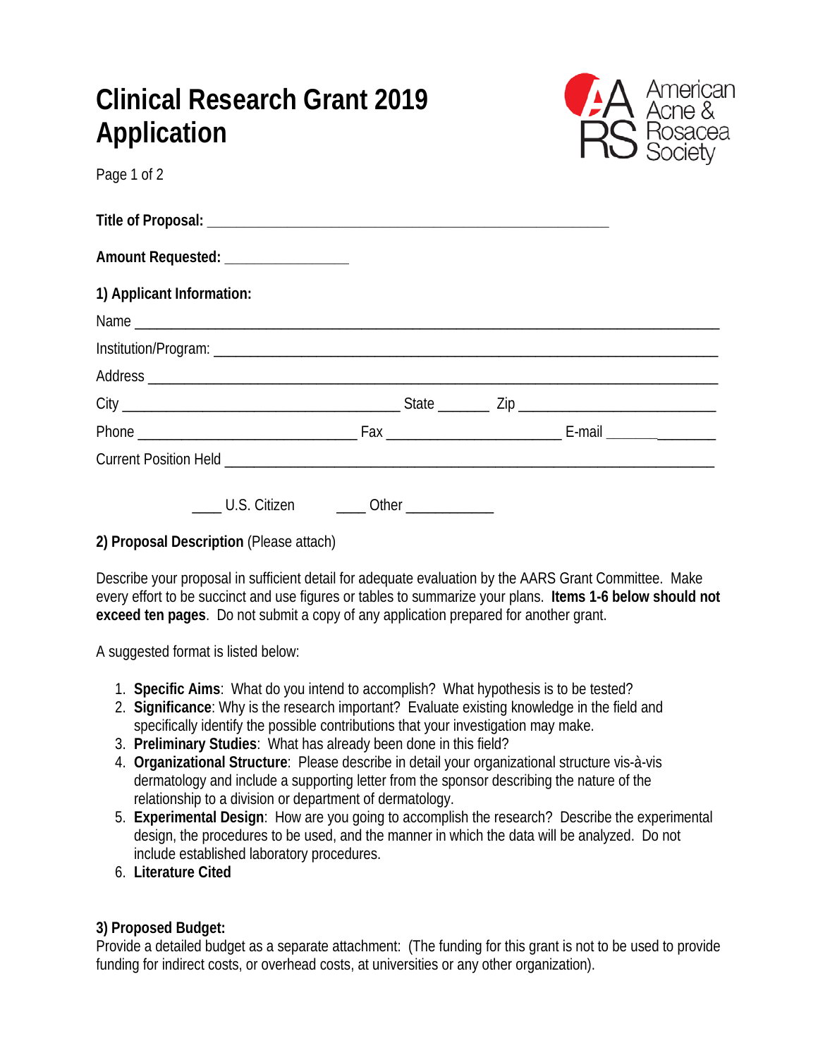# Clinical Research Grant 2019 Application

**Title of Proposal:** ______________________________________________________

**Amount Requested:** ________________

**1) Applicant Information:**

Name ______________________________________________________________________________

Institution/Program: _______________________________________________________________

Address ____________________________________________________________________________

City ____________________________________ State _______ Zip __________________________

Phone ______________________________ Fax ________________________ E-mail ________________

Current Position Held ______________________________________________________________

____ U.S. Citizen ____ Other ____________

**2) Proposal Description** (Please attach)

Describe your proposal in sufficient detail for adequate evaluation by the AARS Grant Committee. Make every effort to be succinct and use figures or tables to summarize your plans. **Items 1-6 below should not exceed ten pages**. Do not submit a copy of any application prepared for another grant.

A suggested format is listed below:

1. **Specific Aims**: What do you intend to accomplish? What hypothesis is to be tested?
2. **Significance**: Why is the research important? Evaluate existing knowledge in the field and specifically identify the possible contributions that your investigation may make.
3. **Preliminary Studies**: What has already been done in this field?
4. **Organizational Structure**: Please describe in detail your organizational structure vis-à-vis dermatology and include a supporting letter from the sponsor describing the nature of the relationship to a division or department of dermatology.
5. **Experimental Design**: How are you going to accomplish the research? Describe the experimental design, the procedures to be used, and the manner in which the data will be analyzed. Do not include established laboratory procedures.
6. **Literature Cited**

**3) Proposed Budget:**
Provide a detailed budget as a separate attachment: (The funding for this grant is not to be used to provide funding for indirect costs, or overhead costs, at universities or any other organization).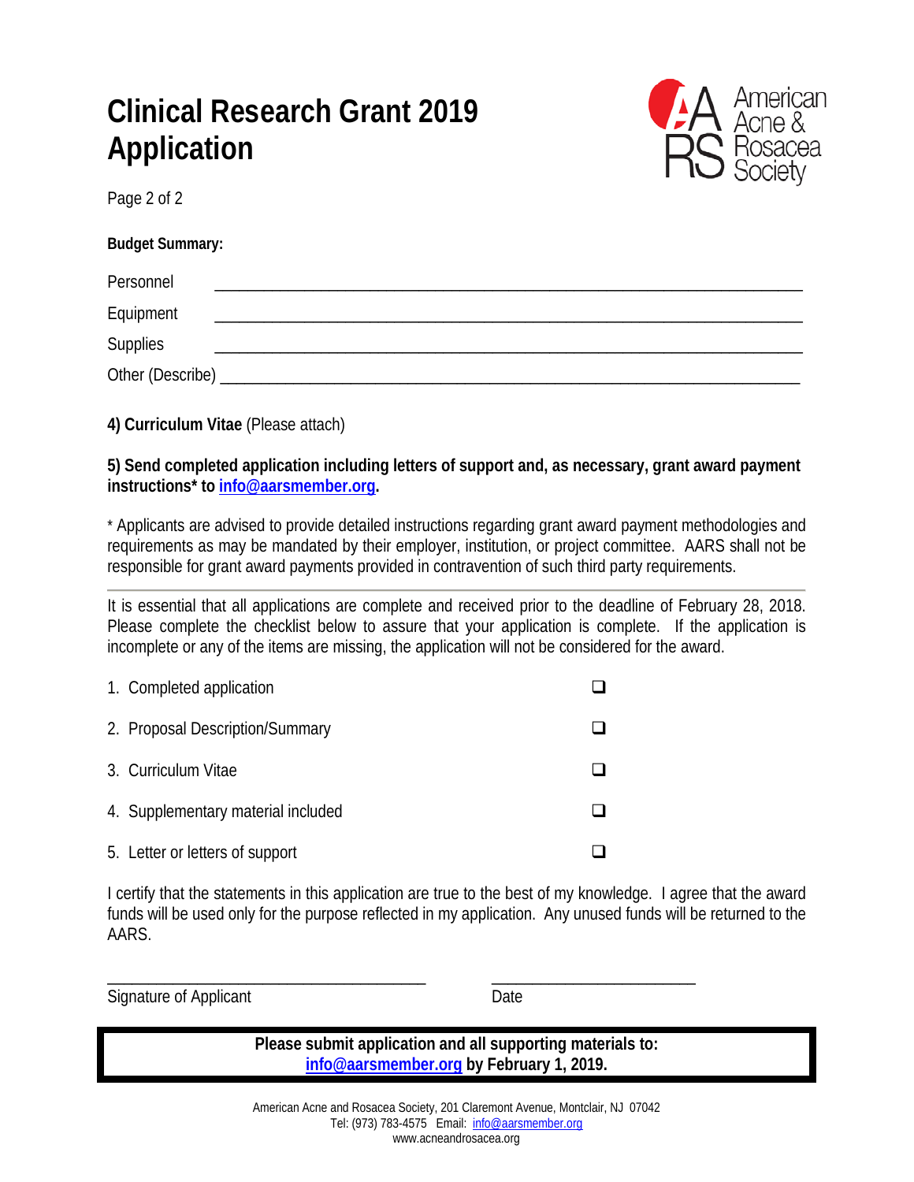# Clinical Research Grant 2019 Application

**Budget Summary:**

Personnel \_\_\_\_\_\_\_\_\_\_\_\_\_\_\_\_\_\_\_\_\_\_\_\_\_\_\_\_\_\_\_\_\_\_\_\_\_\_\_\_\_\_\_\_\_\_\_\_\_\_\_\_\_\_\_\_\_\_\_\_

Equipment \_\_\_\_\_\_\_\_\_\_\_\_\_\_\_\_\_\_\_\_\_\_\_\_\_\_\_\_\_\_\_\_\_\_\_\_\_\_\_\_\_\_\_\_\_\_\_\_\_\_\_\_\_\_\_\_\_\_\_\_

Supplies \_\_\_\_\_\_\_\_\_\_\_\_\_\_\_\_\_\_\_\_\_\_\_\_\_\_\_\_\_\_\_\_\_\_\_\_\_\_\_\_\_\_\_\_\_\_\_\_\_\_\_\_\_\_\_\_\_\_\_\_

Other (Describe) \_\_\_\_\_\_\_\_\_\_\_\_\_\_\_\_\_\_\_\_\_\_\_\_\_\_\_\_\_\_\_\_\_\_\_\_\_\_\_\_\_\_\_\_\_\_\_\_\_\_\_\_\_\_\_\_

**4) Curriculum Vitae** (Please attach)

**5) Send completed application including letters of support and, as necessary, grant award payment instructions\* to info@aarsmember.org.**

\* Applicants are advised to provide detailed instructions regarding grant award payment methodologies and requirements as may be mandated by their employer, institution, or project committee. AARS shall not be responsible for grant award payments provided in contravention of such third party requirements.

---

It is essential that all applications are complete and received prior to the deadline of February 28, 2018. Please complete the checklist below to assure that your application is complete. If the application is incomplete or any of the items are missing, the application will not be considered for the award.

1. Completed application ☐
2. Proposal Description/Summary ☐
3. Curriculum Vitae ☐
4. Supplementary material included ☐
5. Letter or letters of support ☐

I certify that the statements in this application are true to the best of my knowledge. I agree that the award funds will be used only for the purpose reflected in my application. Any unused funds will be returned to the AARS.

\_\_\_\_\_\_\_\_\_\_\_\_\_\_\_\_\_\_\_\_\_\_\_\_\_\_\_\_\_\_\_\_ \_\_\_\_\_\_\_\_\_\_\_\_\_\_\_\_\_\_\_\_\_\_

Signature of Applicant Date

**Please submit application and all supporting materials to:**
**info@aarsmember.org by February 1, 2019.**

American Acne and Rosacea Society, 201 Claremont Avenue, Montclair, NJ 07042
Tel: (973) 783-4575 Email: info@aarsmember.org
www.acneandrosacea.org